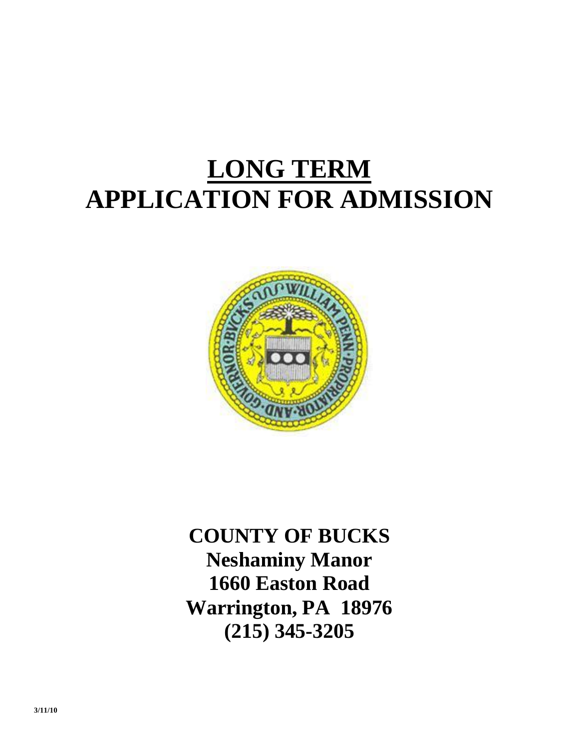# LONG TERM
# APPLICATION FOR ADMISSION

**COUNTY OF BUCKS**
**Neshaminy Manor**
**1660 Easton Road**
**Warrington, PA 18976**
**(215) 345-3205**

3/11/10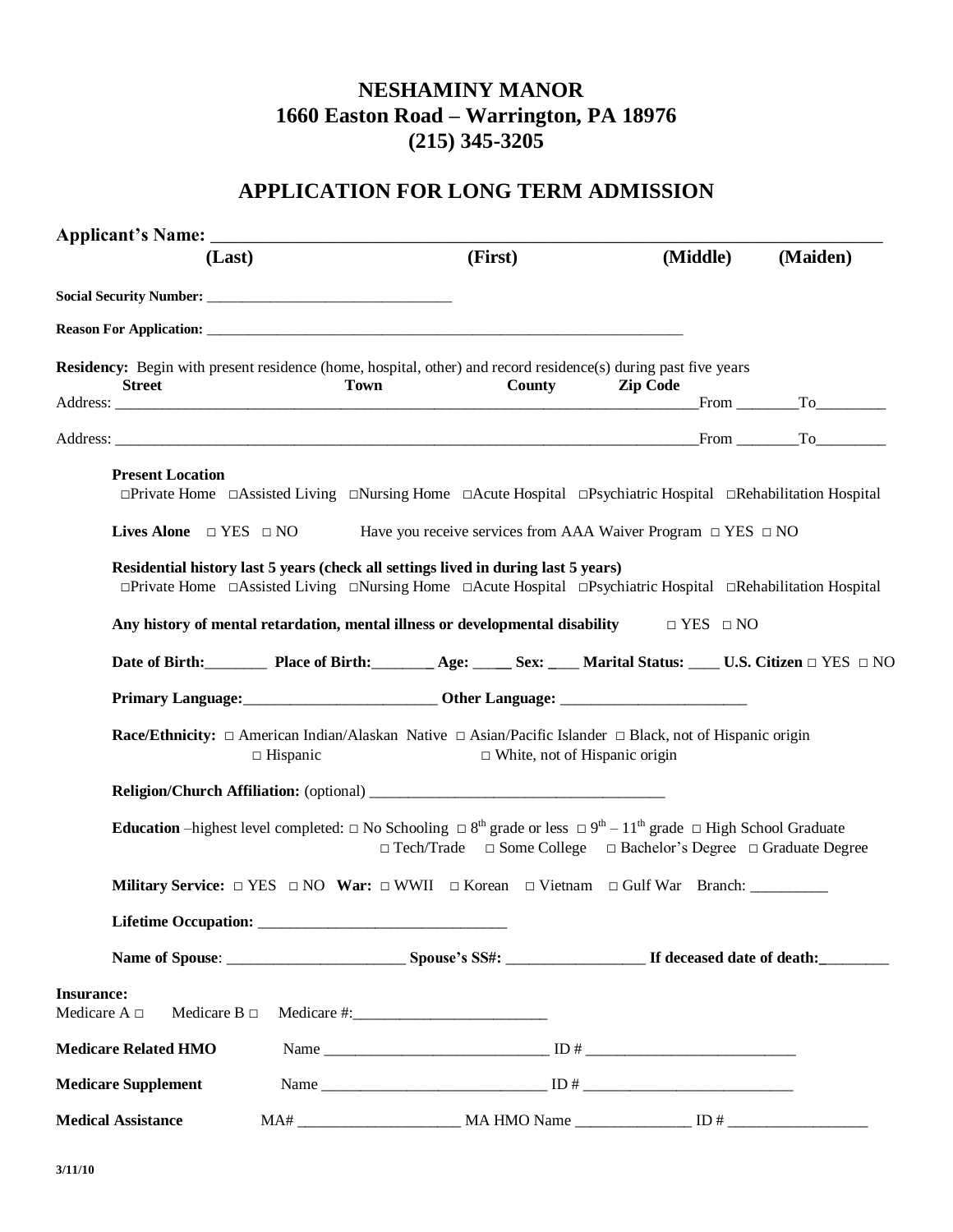# NESHAMINY MANOR
## 1660 Easton Road – Warrington, PA 18976
## (215) 345-3205

## APPLICATION FOR LONG TERM ADMISSION

**Applicant's Name:** ______________________________________________________________

**(Last)** **(First)** **(Middle)** **(Maiden)**

**Social Security Number:** ________________________________

**Reason For Application:** ________________________________________________________________

**Residency:** Begin with present residence (home, hospital, other) and record residence(s) during past five years

**Street** **Town** **County** **Zip Code**

Address: ______________________________________________________________ From ________ To_________

Address: ______________________________________________________________ From ________ To_________

**Present Location**
□Private Home □Assisted Living □Nursing Home □Acute Hospital □Psychiatric Hospital □Rehabilitation Hospital

**Lives Alone** □ YES □ NO Have you receive services from AAA Waiver Program □ YES □ NO

**Residential history last 5 years (check all settings lived in during last 5 years)**
□Private Home □Assisted Living □Nursing Home □Acute Hospital □Psychiatric Hospital □Rehabilitation Hospital

**Any history of mental retardation, mental illness or developmental disability** □ YES □ NO

**Date of Birth:**________ **Place of Birth:**________ **Age:** _____ **Sex:** ____ **Marital Status:** ____ **U.S. Citizen** □ YES □ NO

**Primary Language:**_________________________ **Other Language:** ________________________

**Race/Ethnicity:** □ American Indian/Alaskan Native □ Asian/Pacific Islander □ Black, not of Hispanic origin □ Hispanic □ White, not of Hispanic origin

**Religion/Church Affiliation:** (optional) ______________________________________

**Education** –highest level completed: □ No Schooling □ 8th grade or less □ 9th – 11th grade □ High School Graduate □ Tech/Trade □ Some College □ Bachelor's Degree □ Graduate Degree

**Military Service:** □ YES □ NO **War:** □ WWII □ Korean □ Vietnam □ Gulf War Branch: __________

**Lifetime Occupation:** ________________________________

**Name of Spouse**: _______________________ **Spouse's SS#:** _________________ **If deceased date of death:**________

**Insurance:**
Medicare A □ Medicare B □ Medicare #:_________________________

**Medicare Related HMO** Name _____________________________ ID # ___________________________

**Medicare Supplement** Name _____________________________ ID # ___________________________

**Medical Assistance** MA# _____________________ MA HMO Name _______________ ID # __________________

3/11/10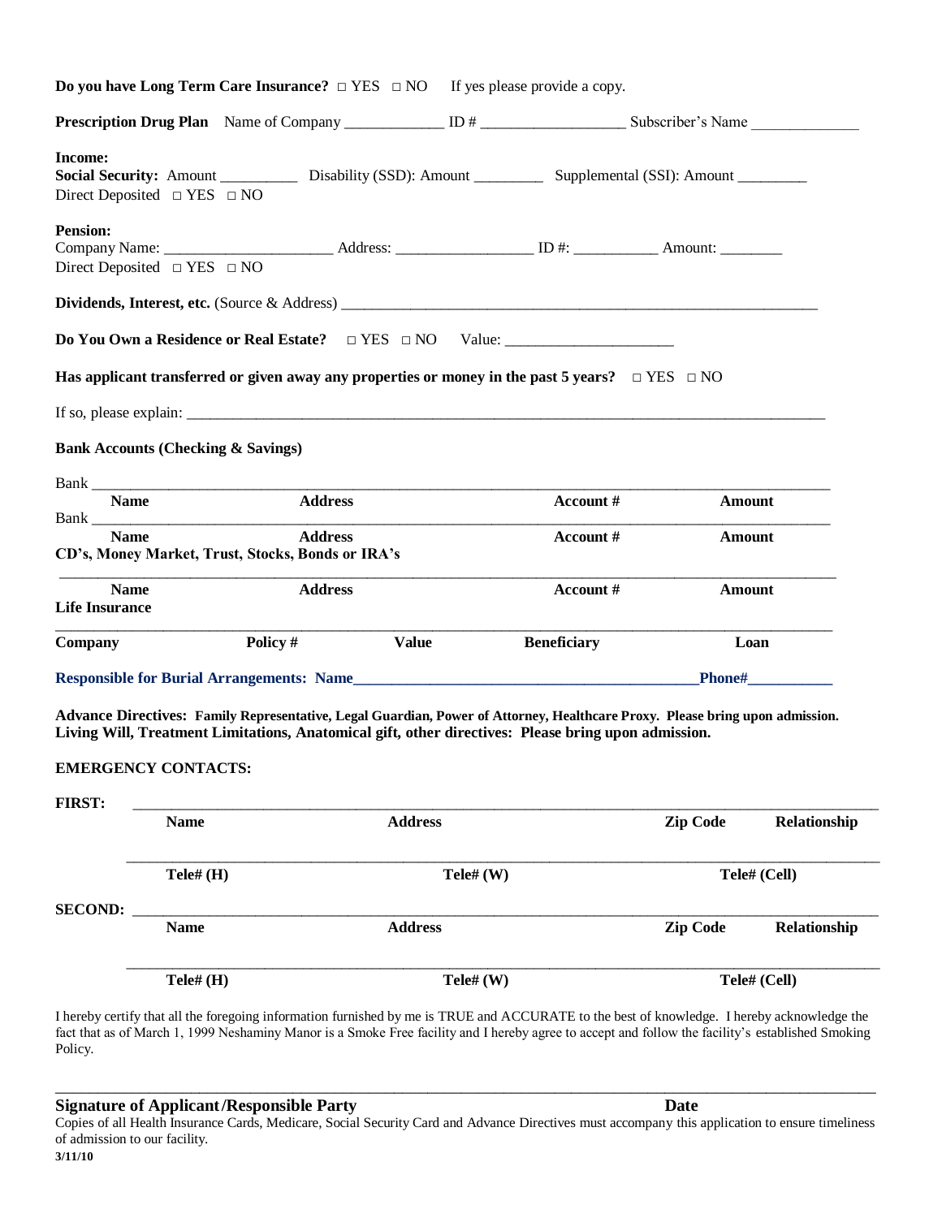**Do you have Long Term Care Insurance?** □ YES □ NO If yes please provide a copy.

**Prescription Drug Plan** Name of Company ____________ ID # __________________ Subscriber's Name ______________

**Income:**
**Social Security:** Amount __________ Disability (SSD): Amount _________ Supplemental (SSI): Amount _________
Direct Deposited □ YES □ NO

**Pension:**
Company Name: _____________________ Address: _________________ ID #: ___________ Amount: ________
Direct Deposited □ YES □ NO

**Dividends, Interest, etc.** (Source & Address) ______________________________________________________________

**Do You Own a Residence or Real Estate?** □ YES □ NO Value: _____________________

**Has applicant transferred or given away any properties or money in the past 5 years?** □ YES □ NO

If so, please explain: ___________________________________________________________________________________

**Bank Accounts (Checking & Savings)**

Bank ____________________________________________________________________________________________

| **Name** | **Address** | **Account #** | **Amount** |
|---|---|---|---|

Bank ____________________________________________________________________________________________

| **Name** | **Address** | **Account #** | **Amount** |
|---|---|---|---|

**CD's, Money Market, Trust, Stocks, Bonds or IRA's**

____________________________________________________________________________________________

| **Name** | **Address** | **Account #** | **Amount** |
|---|---|---|---|

**Life Insurance**

____________________________________________________________________________________________

| **Company** | **Policy #** | **Value** | **Beneficiary** | **Loan** |
|---|---|---|---|---|

**Responsible for Burial Arrangements: Name_____________________________________________Phone#___________**

**Advance Directives: Family Representative, Legal Guardian, Power of Attorney, Healthcare Proxy. Please bring upon admission. Living Will, Treatment Limitations, Anatomical gift, other directives: Please bring upon admission.**

**EMERGENCY CONTACTS:**

**FIRST:** ____________________________________________________________________________________________

| **Name** | **Address** | **Zip Code** | **Relationship** |
|---|---|---|---|

____________________________________________________________________________________________

| **Tele# (H)** | **Tele# (W)** | **Tele# (Cell)** |
|---|---|---|

**SECOND:** ____________________________________________________________________________________________

| **Name** | **Address** | **Zip Code** | **Relationship** |
|---|---|---|---|

____________________________________________________________________________________________

| **Tele# (H)** | **Tele# (W)** | **Tele# (Cell)** |
|---|---|---|

I hereby certify that all the foregoing information furnished by me is TRUE and ACCURATE to the best of knowledge. I hereby acknowledge the fact that as of March 1, 1999 Neshaminy Manor is a Smoke Free facility and I hereby agree to accept and follow the facility's established Smoking Policy.

____________________________________________________________________________________________

**Signature of Applicant/Responsible Party** **Date**

Copies of all Health Insurance Cards, Medicare, Social Security Card and Advance Directives must accompany this application to ensure timeliness of admission to our facility.

**3/11/10**